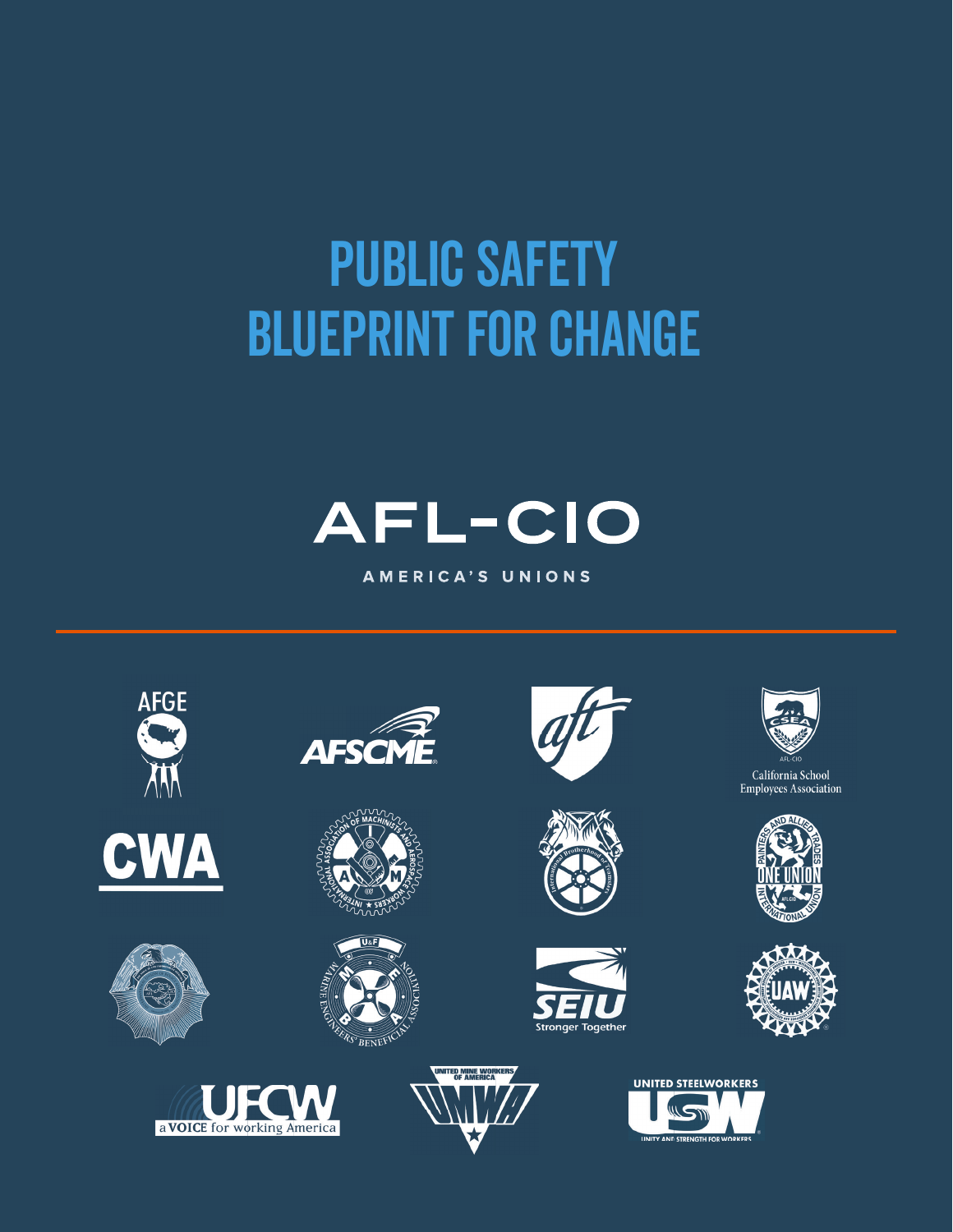# PUBLIC SAFETY BLUEPRINT FOR CHANGE

AFL-CIO

AMERICA'S UNIONS

AFGE

AFSCME

aft

CSEA

AFL-CIO

California School Employees Association

CWA

International Association of Machinists and Aerospace Workers

International Brotherhood of Teamsters

Painters and Allied Trades International Union

ONE UNION

AFL-CIO

U&F

Marine Engineers' Beneficial Association

MEBA

SEIU

Stronger Together

UAW

UFCW

a VOICE for working America

UNITED MINE WORKERS OF AMERICA

UMWA

UNITED STEELWORKERS

USW

UNITY AND STRENGTH FOR WORKERS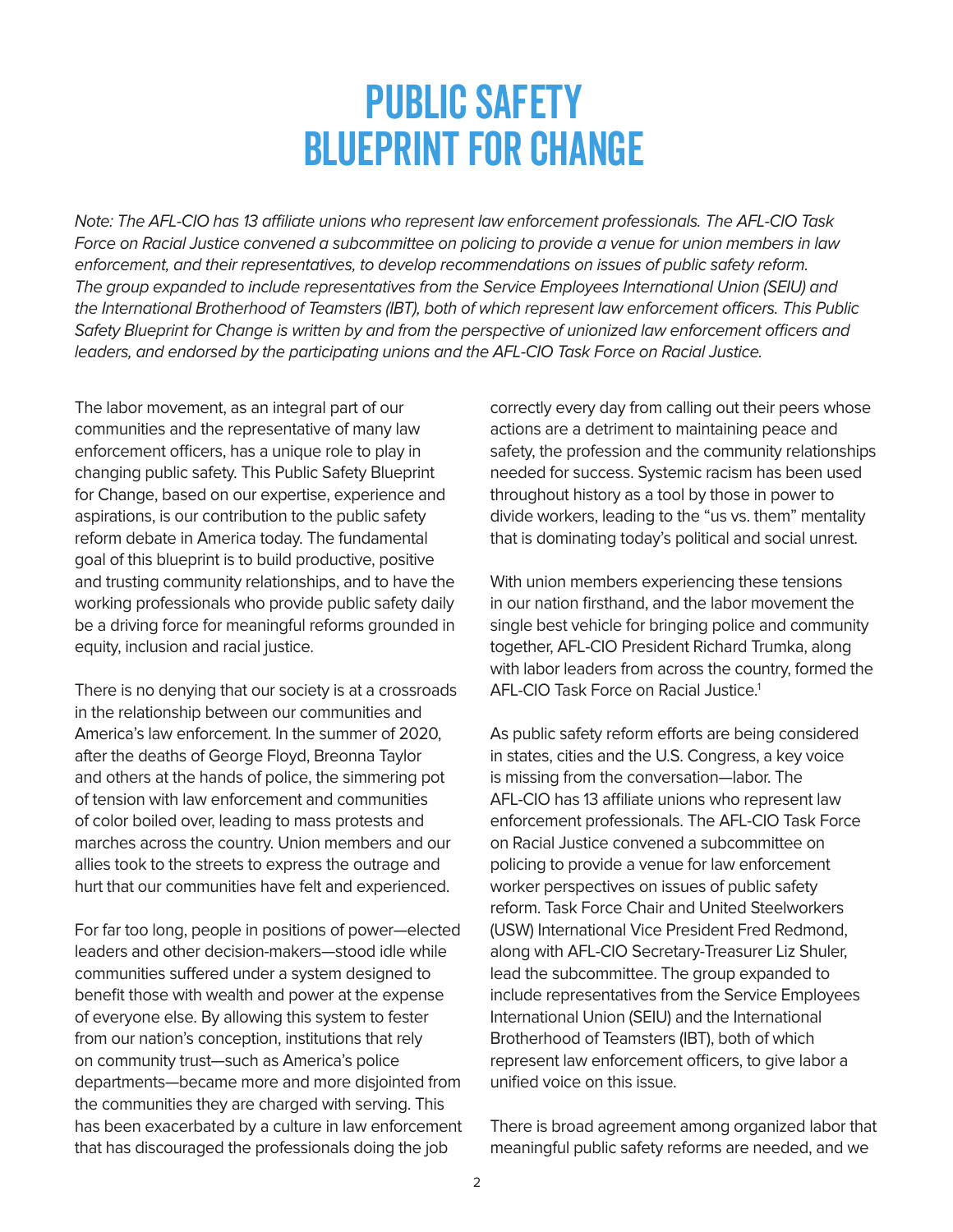# PUBLIC SAFETY BLUEPRINT FOR CHANGE

*Note: The AFL-CIO has 13 affiliate unions who represent law enforcement professionals. The AFL-CIO Task Force on Racial Justice convened a subcommittee on policing to provide a venue for union members in law enforcement, and their representatives, to develop recommendations on issues of public safety reform. The group expanded to include representatives from the Service Employees International Union (SEIU) and the International Brotherhood of Teamsters (IBT), both of which represent law enforcement officers. This Public Safety Blueprint for Change is written by and from the perspective of unionized law enforcement officers and leaders, and endorsed by the participating unions and the AFL-CIO Task Force on Racial Justice.*

The labor movement, as an integral part of our communities and the representative of many law enforcement officers, has a unique role to play in changing public safety. This Public Safety Blueprint for Change, based on our expertise, experience and aspirations, is our contribution to the public safety reform debate in America today. The fundamental goal of this blueprint is to build productive, positive and trusting community relationships, and to have the working professionals who provide public safety daily be a driving force for meaningful reforms grounded in equity, inclusion and racial justice.

There is no denying that our society is at a crossroads in the relationship between our communities and America's law enforcement. In the summer of 2020, after the deaths of George Floyd, Breonna Taylor and others at the hands of police, the simmering pot of tension with law enforcement and communities of color boiled over, leading to mass protests and marches across the country. Union members and our allies took to the streets to express the outrage and hurt that our communities have felt and experienced.

For far too long, people in positions of power—elected leaders and other decision-makers—stood idle while communities suffered under a system designed to benefit those with wealth and power at the expense of everyone else. By allowing this system to fester from our nation's conception, institutions that rely on community trust—such as America's police departments—became more and more disjointed from the communities they are charged with serving. This has been exacerbated by a culture in law enforcement that has discouraged the professionals doing the job correctly every day from calling out their peers whose actions are a detriment to maintaining peace and safety, the profession and the community relationships needed for success. Systemic racism has been used throughout history as a tool by those in power to divide workers, leading to the "us vs. them" mentality that is dominating today's political and social unrest.

With union members experiencing these tensions in our nation firsthand, and the labor movement the single best vehicle for bringing police and community together, AFL-CIO President Richard Trumka, along with labor leaders from across the country, formed the AFL-CIO Task Force on Racial Justice.[1]

As public safety reform efforts are being considered in states, cities and the U.S. Congress, a key voice is missing from the conversation—labor. The AFL-CIO has 13 affiliate unions who represent law enforcement professionals. The AFL-CIO Task Force on Racial Justice convened a subcommittee on policing to provide a venue for law enforcement worker perspectives on issues of public safety reform. Task Force Chair and United Steelworkers (USW) International Vice President Fred Redmond, along with AFL-CIO Secretary-Treasurer Liz Shuler, lead the subcommittee. The group expanded to include representatives from the Service Employees International Union (SEIU) and the International Brotherhood of Teamsters (IBT), both of which represent law enforcement officers, to give labor a unified voice on this issue.

There is broad agreement among organized labor that meaningful public safety reforms are needed, and we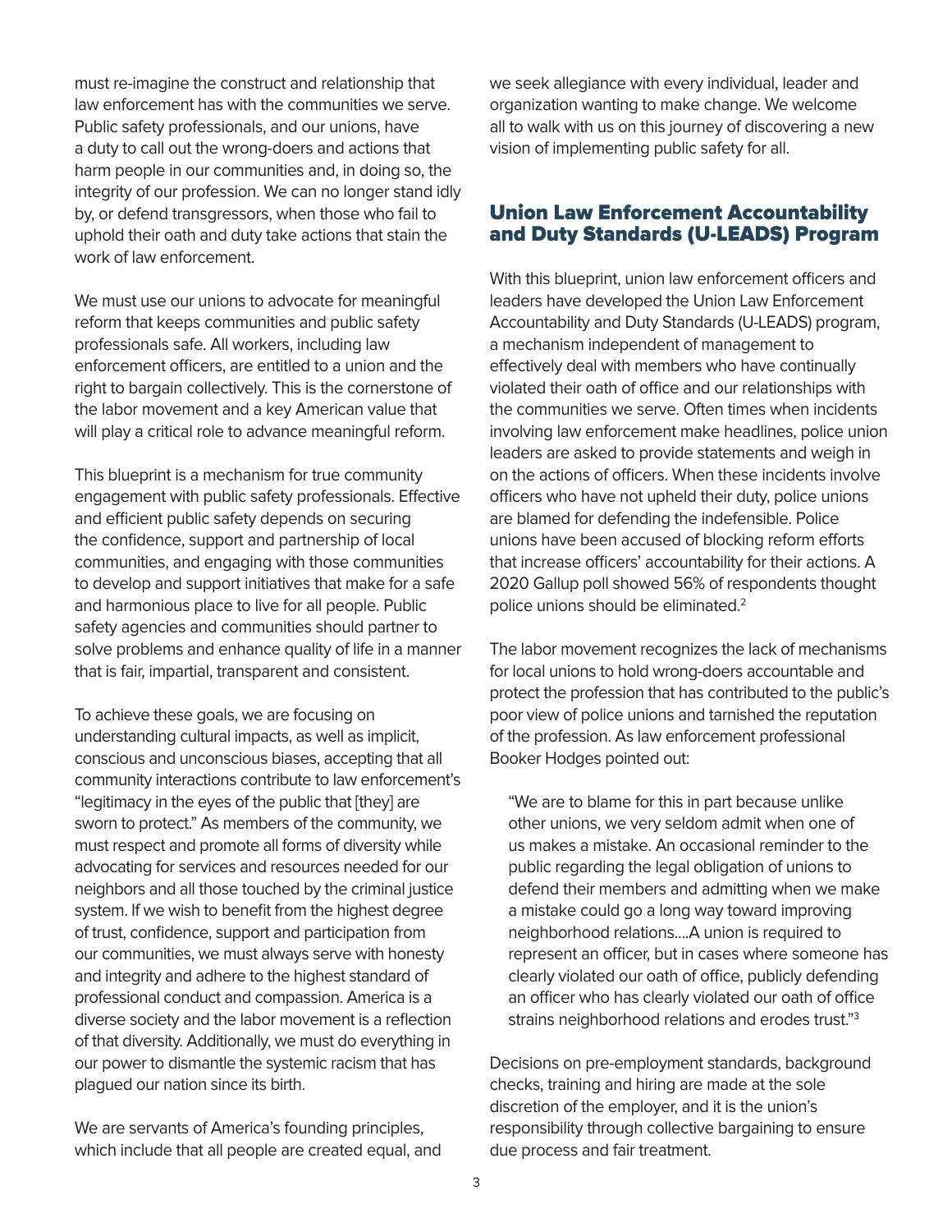must re-imagine the construct and relationship that law enforcement has with the communities we serve. Public safety professionals, and our unions, have a duty to call out the wrong-doers and actions that harm people in our communities and, in doing so, the integrity of our profession. We can no longer stand idly by, or defend transgressors, when those who fail to uphold their oath and duty take actions that stain the work of law enforcement.

We must use our unions to advocate for meaningful reform that keeps communities and public safety professionals safe. All workers, including law enforcement officers, are entitled to a union and the right to bargain collectively. This is the cornerstone of the labor movement and a key American value that will play a critical role to advance meaningful reform.

This blueprint is a mechanism for true community engagement with public safety professionals. Effective and efficient public safety depends on securing the confidence, support and partnership of local communities, and engaging with those communities to develop and support initiatives that make for a safe and harmonious place to live for all people. Public safety agencies and communities should partner to solve problems and enhance quality of life in a manner that is fair, impartial, transparent and consistent.

To achieve these goals, we are focusing on understanding cultural impacts, as well as implicit, conscious and unconscious biases, accepting that all community interactions contribute to law enforcement's "legitimacy in the eyes of the public that [they] are sworn to protect." As members of the community, we must respect and promote all forms of diversity while advocating for services and resources needed for our neighbors and all those touched by the criminal justice system. If we wish to benefit from the highest degree of trust, confidence, support and participation from our communities, we must always serve with honesty and integrity and adhere to the highest standard of professional conduct and compassion. America is a diverse society and the labor movement is a reflection of that diversity. Additionally, we must do everything in our power to dismantle the systemic racism that has plagued our nation since its birth.

We are servants of America's founding principles, which include that all people are created equal, and we seek allegiance with every individual, leader and organization wanting to make change. We welcome all to walk with us on this journey of discovering a new vision of implementing public safety for all.

## Union Law Enforcement Accountability and Duty Standards (U-LEADS) Program

With this blueprint, union law enforcement officers and leaders have developed the Union Law Enforcement Accountability and Duty Standards (U-LEADS) program, a mechanism independent of management to effectively deal with members who have continually violated their oath of office and our relationships with the communities we serve. Often times when incidents involving law enforcement make headlines, police union leaders are asked to provide statements and weigh in on the actions of officers. When these incidents involve officers who have not upheld their duty, police unions are blamed for defending the indefensible. Police unions have been accused of blocking reform efforts that increase officers' accountability for their actions. A 2020 Gallup poll showed 56% of respondents thought police unions should be eliminated.[2]

The labor movement recognizes the lack of mechanisms for local unions to hold wrong-doers accountable and protect the profession that has contributed to the public's poor view of police unions and tarnished the reputation of the profession. As law enforcement professional Booker Hodges pointed out:

> "We are to blame for this in part because unlike other unions, we very seldom admit when one of us makes a mistake. An occasional reminder to the public regarding the legal obligation of unions to defend their members and admitting when we make a mistake could go a long way toward improving neighborhood relations....A union is required to represent an officer, but in cases where someone has clearly violated our oath of office, publicly defending an officer who has clearly violated our oath of office strains neighborhood relations and erodes trust."[3]

Decisions on pre-employment standards, background checks, training and hiring are made at the sole discretion of the employer, and it is the union's responsibility through collective bargaining to ensure due process and fair treatment.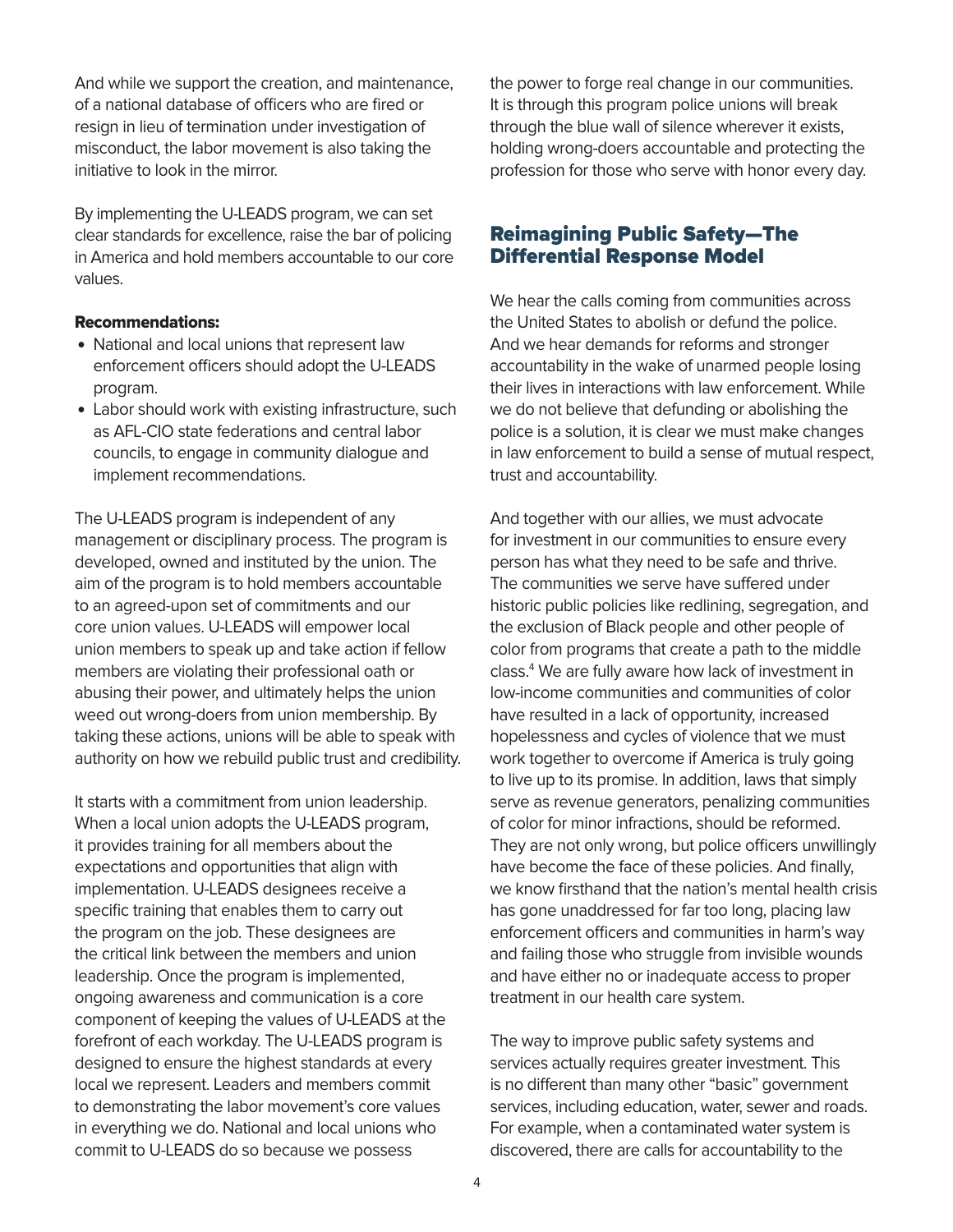And while we support the creation, and maintenance, of a national database of officers who are fired or resign in lieu of termination under investigation of misconduct, the labor movement is also taking the initiative to look in the mirror.

By implementing the U-LEADS program, we can set clear standards for excellence, raise the bar of policing in America and hold members accountable to our core values.

**Recommendations:**

- National and local unions that represent law enforcement officers should adopt the U-LEADS program.
- Labor should work with existing infrastructure, such as AFL-CIO state federations and central labor councils, to engage in community dialogue and implement recommendations.

The U-LEADS program is independent of any management or disciplinary process. The program is developed, owned and instituted by the union. The aim of the program is to hold members accountable to an agreed-upon set of commitments and our core union values. U-LEADS will empower local union members to speak up and take action if fellow members are violating their professional oath or abusing their power, and ultimately helps the union weed out wrong-doers from union membership. By taking these actions, unions will be able to speak with authority on how we rebuild public trust and credibility.

It starts with a commitment from union leadership. When a local union adopts the U-LEADS program, it provides training for all members about the expectations and opportunities that align with implementation. U-LEADS designees receive a specific training that enables them to carry out the program on the job. These designees are the critical link between the members and union leadership. Once the program is implemented, ongoing awareness and communication is a core component of keeping the values of U-LEADS at the forefront of each workday. The U-LEADS program is designed to ensure the highest standards at every local we represent. Leaders and members commit to demonstrating the labor movement's core values in everything we do. National and local unions who commit to U-LEADS do so because we possess the power to forge real change in our communities. It is through this program police unions will break through the blue wall of silence wherever it exists, holding wrong-doers accountable and protecting the profession for those who serve with honor every day.

## Reimagining Public Safety—The Differential Response Model

We hear the calls coming from communities across the United States to abolish or defund the police. And we hear demands for reforms and stronger accountability in the wake of unarmed people losing their lives in interactions with law enforcement. While we do not believe that defunding or abolishing the police is a solution, it is clear we must make changes in law enforcement to build a sense of mutual respect, trust and accountability.

And together with our allies, we must advocate for investment in our communities to ensure every person has what they need to be safe and thrive. The communities we serve have suffered under historic public policies like redlining, segregation, and the exclusion of Black people and other people of color from programs that create a path to the middle class.[4] We are fully aware how lack of investment in low-income communities and communities of color have resulted in a lack of opportunity, increased hopelessness and cycles of violence that we must work together to overcome if America is truly going to live up to its promise. In addition, laws that simply serve as revenue generators, penalizing communities of color for minor infractions, should be reformed. They are not only wrong, but police officers unwillingly have become the face of these policies. And finally, we know firsthand that the nation's mental health crisis has gone unaddressed for far too long, placing law enforcement officers and communities in harm's way and failing those who struggle from invisible wounds and have either no or inadequate access to proper treatment in our health care system.

The way to improve public safety systems and services actually requires greater investment. This is no different than many other "basic" government services, including education, water, sewer and roads. For example, when a contaminated water system is discovered, there are calls for accountability to the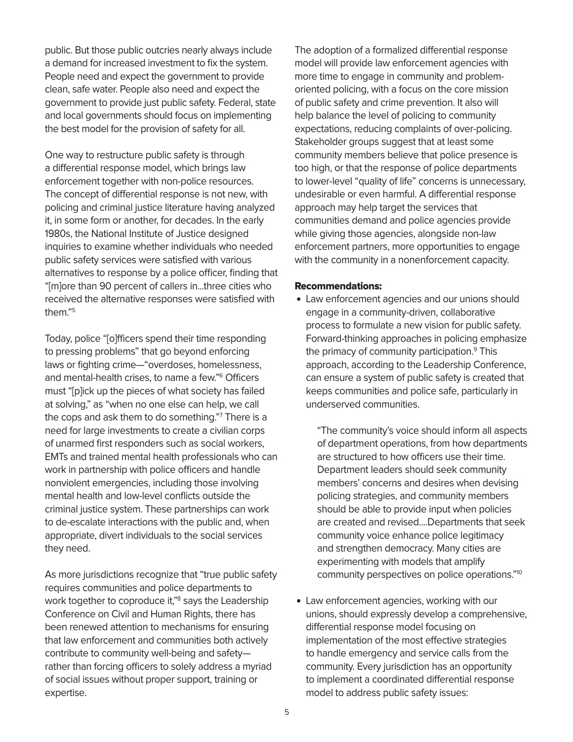public. But those public outcries nearly always include a demand for increased investment to fix the system. People need and expect the government to provide clean, safe water. People also need and expect the government to provide just public safety. Federal, state and local governments should focus on implementing the best model for the provision of safety for all.

One way to restructure public safety is through a differential response model, which brings law enforcement together with non-police resources. The concept of differential response is not new, with policing and criminal justice literature having analyzed it, in some form or another, for decades. In the early 1980s, the National Institute of Justice designed inquiries to examine whether individuals who needed public safety services were satisfied with various alternatives to response by a police officer, finding that "[m]ore than 90 percent of callers in…three cities who received the alternative responses were satisfied with them."[5]

Today, police "[o]fficers spend their time responding to pressing problems" that go beyond enforcing laws or fighting crime—"overdoses, homelessness, and mental-health crises, to name a few."[6] Officers must "[p]ick up the pieces of what society has failed at solving," as "when no one else can help, we call the cops and ask them to do something."[7] There is a need for large investments to create a civilian corps of unarmed first responders such as social workers, EMTs and trained mental health professionals who can work in partnership with police officers and handle nonviolent emergencies, including those involving mental health and low-level conflicts outside the criminal justice system. These partnerships can work to de-escalate interactions with the public and, when appropriate, divert individuals to the social services they need.

As more jurisdictions recognize that "true public safety requires communities and police departments to work together to coproduce it,"[8] says the Leadership Conference on Civil and Human Rights, there has been renewed attention to mechanisms for ensuring that law enforcement and communities both actively contribute to community well-being and safety—rather than forcing officers to solely address a myriad of social issues without proper support, training or expertise.

The adoption of a formalized differential response model will provide law enforcement agencies with more time to engage in community and problem-oriented policing, with a focus on the core mission of public safety and crime prevention. It also will help balance the level of policing to community expectations, reducing complaints of over-policing. Stakeholder groups suggest that at least some community members believe that police presence is too high, or that the response of police departments to lower-level "quality of life" concerns is unnecessary, undesirable or even harmful. A differential response approach may help target the services that communities demand and police agencies provide while giving those agencies, alongside non-law enforcement partners, more opportunities to engage with the community in a nonenforcement capacity.

**Recommendations:**

- Law enforcement agencies and our unions should engage in a community-driven, collaborative process to formulate a new vision for public safety. Forward-thinking approaches in policing emphasize the primacy of community participation.[9] This approach, according to the Leadership Conference, can ensure a system of public safety is created that keeps communities and police safe, particularly in underserved communities.

  > "The community's voice should inform all aspects of department operations, from how departments are structured to how officers use their time. Department leaders should seek community members' concerns and desires when devising policing strategies, and community members should be able to provide input when policies are created and revised.…Departments that seek community voice enhance police legitimacy and strengthen democracy. Many cities are experimenting with models that amplify community perspectives on police operations."[10]

- Law enforcement agencies, working with our unions, should expressly develop a comprehensive, differential response model focusing on implementation of the most effective strategies to handle emergency and service calls from the community. Every jurisdiction has an opportunity to implement a coordinated differential response model to address public safety issues: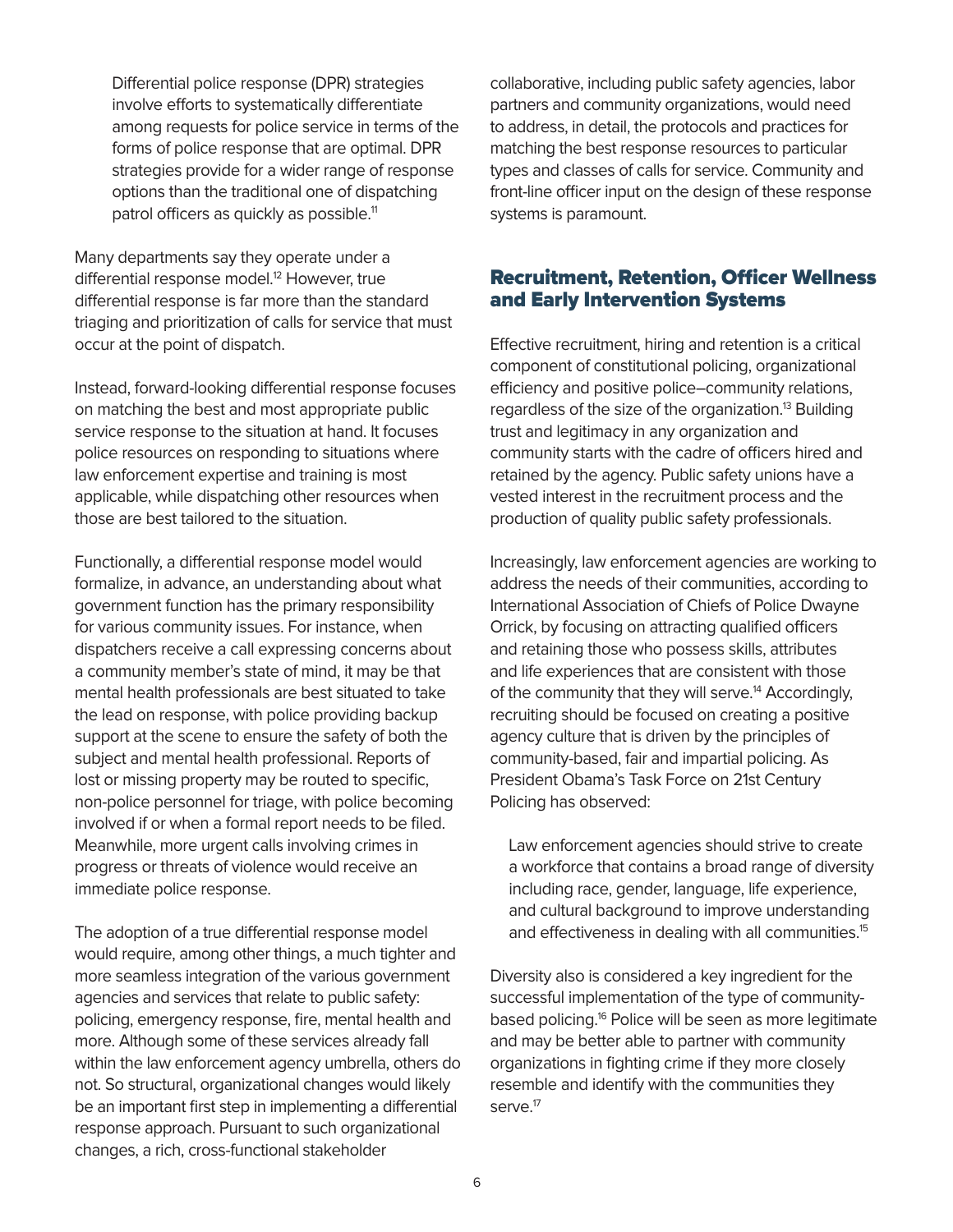> Differential police response (DPR) strategies involve efforts to systematically differentiate among requests for police service in terms of the forms of police response that are optimal. DPR strategies provide for a wider range of response options than the traditional one of dispatching patrol officers as quickly as possible.[11]

Many departments say they operate under a differential response model.[12] However, true differential response is far more than the standard triaging and prioritization of calls for service that must occur at the point of dispatch.

Instead, forward-looking differential response focuses on matching the best and most appropriate public service response to the situation at hand. It focuses police resources on responding to situations where law enforcement expertise and training is most applicable, while dispatching other resources when those are best tailored to the situation.

Functionally, a differential response model would formalize, in advance, an understanding about what government function has the primary responsibility for various community issues. For instance, when dispatchers receive a call expressing concerns about a community member's state of mind, it may be that mental health professionals are best situated to take the lead on response, with police providing backup support at the scene to ensure the safety of both the subject and mental health professional. Reports of lost or missing property may be routed to specific, non-police personnel for triage, with police becoming involved if or when a formal report needs to be filed. Meanwhile, more urgent calls involving crimes in progress or threats of violence would receive an immediate police response.

The adoption of a true differential response model would require, among other things, a much tighter and more seamless integration of the various government agencies and services that relate to public safety: policing, emergency response, fire, mental health and more. Although some of these services already fall within the law enforcement agency umbrella, others do not. So structural, organizational changes would likely be an important first step in implementing a differential response approach. Pursuant to such organizational changes, a rich, cross-functional stakeholder collaborative, including public safety agencies, labor partners and community organizations, would need to address, in detail, the protocols and practices for matching the best response resources to particular types and classes of calls for service. Community and front-line officer input on the design of these response systems is paramount.

## Recruitment, Retention, Officer Wellness and Early Intervention Systems

Effective recruitment, hiring and retention is a critical component of constitutional policing, organizational efficiency and positive police–community relations, regardless of the size of the organization.[13] Building trust and legitimacy in any organization and community starts with the cadre of officers hired and retained by the agency. Public safety unions have a vested interest in the recruitment process and the production of quality public safety professionals.

Increasingly, law enforcement agencies are working to address the needs of their communities, according to International Association of Chiefs of Police Dwayne Orrick, by focusing on attracting qualified officers and retaining those who possess skills, attributes and life experiences that are consistent with those of the community that they will serve.[14] Accordingly, recruiting should be focused on creating a positive agency culture that is driven by the principles of community-based, fair and impartial policing. As President Obama's Task Force on 21st Century Policing has observed:

> Law enforcement agencies should strive to create a workforce that contains a broad range of diversity including race, gender, language, life experience, and cultural background to improve understanding and effectiveness in dealing with all communities.[15]

Diversity also is considered a key ingredient for the successful implementation of the type of community-based policing.[16] Police will be seen as more legitimate and may be better able to partner with community organizations in fighting crime if they more closely resemble and identify with the communities they serve.[17]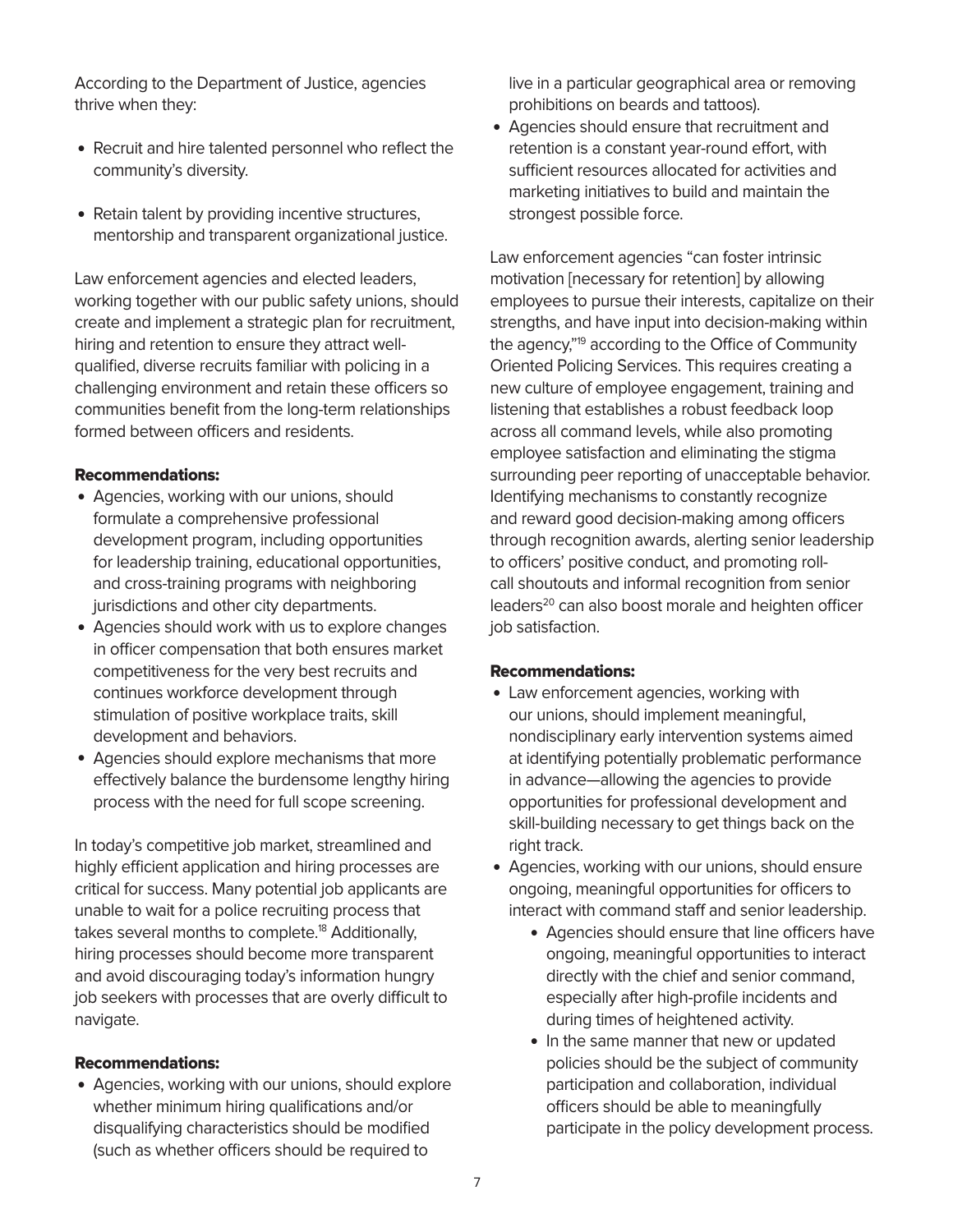According to the Department of Justice, agencies thrive when they:

- Recruit and hire talented personnel who reflect the community's diversity.
- Retain talent by providing incentive structures, mentorship and transparent organizational justice.

Law enforcement agencies and elected leaders, working together with our public safety unions, should create and implement a strategic plan for recruitment, hiring and retention to ensure they attract well-qualified, diverse recruits familiar with policing in a challenging environment and retain these officers so communities benefit from the long-term relationships formed between officers and residents.

**Recommendations:**

- Agencies, working with our unions, should formulate a comprehensive professional development program, including opportunities for leadership training, educational opportunities, and cross-training programs with neighboring jurisdictions and other city departments.
- Agencies should work with us to explore changes in officer compensation that both ensures market competitiveness for the very best recruits and continues workforce development through stimulation of positive workplace traits, skill development and behaviors.
- Agencies should explore mechanisms that more effectively balance the burdensome lengthy hiring process with the need for full scope screening.

In today's competitive job market, streamlined and highly efficient application and hiring processes are critical for success. Many potential job applicants are unable to wait for a police recruiting process that takes several months to complete.[18] Additionally, hiring processes should become more transparent and avoid discouraging today's information hungry job seekers with processes that are overly difficult to navigate.

**Recommendations:**

- Agencies, working with our unions, should explore whether minimum hiring qualifications and/or disqualifying characteristics should be modified (such as whether officers should be required to live in a particular geographical area or removing prohibitions on beards and tattoos).
- Agencies should ensure that recruitment and retention is a constant year-round effort, with sufficient resources allocated for activities and marketing initiatives to build and maintain the strongest possible force.

Law enforcement agencies "can foster intrinsic motivation [necessary for retention] by allowing employees to pursue their interests, capitalize on their strengths, and have input into decision-making within the agency,"[19] according to the Office of Community Oriented Policing Services. This requires creating a new culture of employee engagement, training and listening that establishes a robust feedback loop across all command levels, while also promoting employee satisfaction and eliminating the stigma surrounding peer reporting of unacceptable behavior. Identifying mechanisms to constantly recognize and reward good decision-making among officers through recognition awards, alerting senior leadership to officers' positive conduct, and promoting roll-call shoutouts and informal recognition from senior leaders[20] can also boost morale and heighten officer job satisfaction.

**Recommendations:**

- Law enforcement agencies, working with our unions, should implement meaningful, nondisciplinary early intervention systems aimed at identifying potentially problematic performance in advance—allowing the agencies to provide opportunities for professional development and skill-building necessary to get things back on the right track.
- Agencies, working with our unions, should ensure ongoing, meaningful opportunities for officers to interact with command staff and senior leadership.
    - Agencies should ensure that line officers have ongoing, meaningful opportunities to interact directly with the chief and senior command, especially after high-profile incidents and during times of heightened activity.
    - In the same manner that new or updated policies should be the subject of community participation and collaboration, individual officers should be able to meaningfully participate in the policy development process.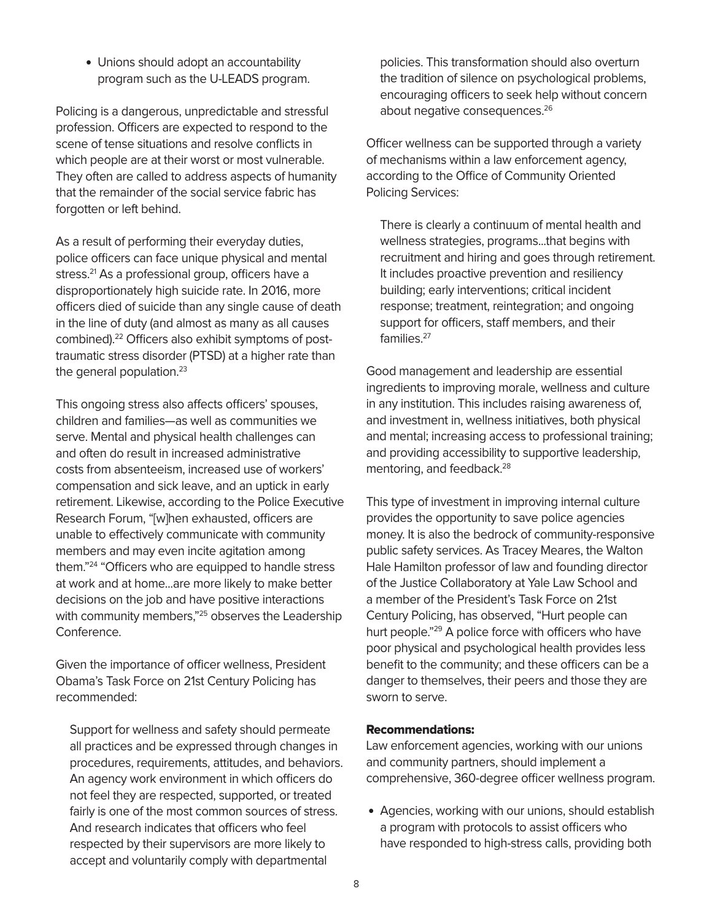- Unions should adopt an accountability program such as the U-LEADS program.

Policing is a dangerous, unpredictable and stressful profession. Officers are expected to respond to the scene of tense situations and resolve conflicts in which people are at their worst or most vulnerable. They often are called to address aspects of humanity that the remainder of the social service fabric has forgotten or left behind.

As a result of performing their everyday duties, police officers can face unique physical and mental stress.[21] As a professional group, officers have a disproportionately high suicide rate. In 2016, more officers died of suicide than any single cause of death in the line of duty (and almost as many as all causes combined).[22] Officers also exhibit symptoms of post-traumatic stress disorder (PTSD) at a higher rate than the general population.[23]

This ongoing stress also affects officers' spouses, children and families—as well as communities we serve. Mental and physical health challenges can and often do result in increased administrative costs from absenteeism, increased use of workers' compensation and sick leave, and an uptick in early retirement. Likewise, according to the Police Executive Research Forum, "[w]hen exhausted, officers are unable to effectively communicate with community members and may even incite agitation among them."[24] "Officers who are equipped to handle stress at work and at home…are more likely to make better decisions on the job and have positive interactions with community members,"[25] observes the Leadership Conference.

Given the importance of officer wellness, President Obama's Task Force on 21st Century Policing has recommended:

> Support for wellness and safety should permeate all practices and be expressed through changes in procedures, requirements, attitudes, and behaviors. An agency work environment in which officers do not feel they are respected, supported, or treated fairly is one of the most common sources of stress. And research indicates that officers who feel respected by their supervisors are more likely to accept and voluntarily comply with departmental policies. This transformation should also overturn the tradition of silence on psychological problems, encouraging officers to seek help without concern about negative consequences.[26]

Officer wellness can be supported through a variety of mechanisms within a law enforcement agency, according to the Office of Community Oriented Policing Services:

> There is clearly a continuum of mental health and wellness strategies, programs…that begins with recruitment and hiring and goes through retirement. It includes proactive prevention and resiliency building; early interventions; critical incident response; treatment, reintegration; and ongoing support for officers, staff members, and their families.[27]

Good management and leadership are essential ingredients to improving morale, wellness and culture in any institution. This includes raising awareness of, and investment in, wellness initiatives, both physical and mental; increasing access to professional training; and providing accessibility to supportive leadership, mentoring, and feedback.[28]

This type of investment in improving internal culture provides the opportunity to save police agencies money. It is also the bedrock of community-responsive public safety services. As Tracey Meares, the Walton Hale Hamilton professor of law and founding director of the Justice Collaboratory at Yale Law School and a member of the President's Task Force on 21st Century Policing, has observed, "Hurt people can hurt people."[29] A police force with officers who have poor physical and psychological health provides less benefit to the community; and these officers can be a danger to themselves, their peers and those they are sworn to serve.

**Recommendations:**

Law enforcement agencies, working with our unions and community partners, should implement a comprehensive, 360-degree officer wellness program.

- Agencies, working with our unions, should establish a program with protocols to assist officers who have responded to high-stress calls, providing both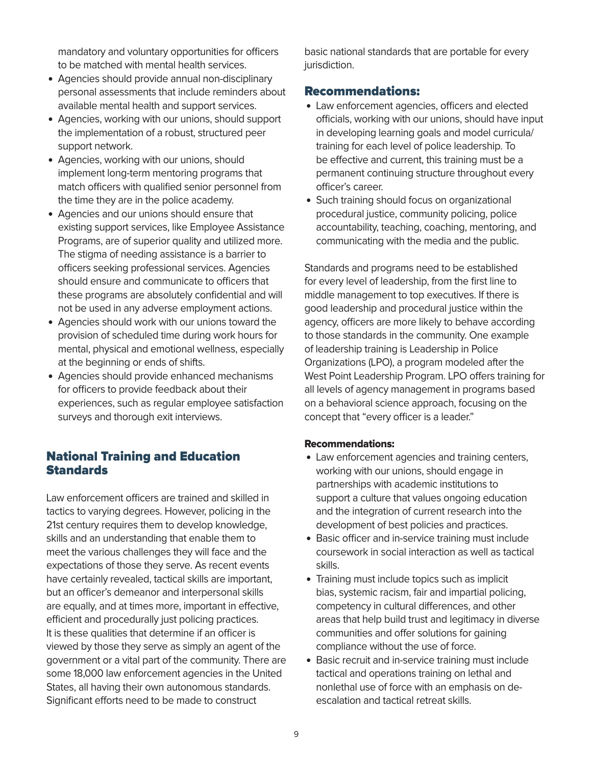mandatory and voluntary opportunities for officers to be matched with mental health services.

- Agencies should provide annual non-disciplinary personal assessments that include reminders about available mental health and support services.
- Agencies, working with our unions, should support the implementation of a robust, structured peer support network.
- Agencies, working with our unions, should implement long-term mentoring programs that match officers with qualified senior personnel from the time they are in the police academy.
- Agencies and our unions should ensure that existing support services, like Employee Assistance Programs, are of superior quality and utilized more. The stigma of needing assistance is a barrier to officers seeking professional services. Agencies should ensure and communicate to officers that these programs are absolutely confidential and will not be used in any adverse employment actions.
- Agencies should work with our unions toward the provision of scheduled time during work hours for mental, physical and emotional wellness, especially at the beginning or ends of shifts.
- Agencies should provide enhanced mechanisms for officers to provide feedback about their experiences, such as regular employee satisfaction surveys and thorough exit interviews.

## National Training and Education Standards

Law enforcement officers are trained and skilled in tactics to varying degrees. However, policing in the 21st century requires them to develop knowledge, skills and an understanding that enable them to meet the various challenges they will face and the expectations of those they serve. As recent events have certainly revealed, tactical skills are important, but an officer's demeanor and interpersonal skills are equally, and at times more, important in effective, efficient and procedurally just policing practices. It is these qualities that determine if an officer is viewed by those they serve as simply an agent of the government or a vital part of the community. There are some 18,000 law enforcement agencies in the United States, all having their own autonomous standards. Significant efforts need to be made to construct basic national standards that are portable for every jurisdiction.

### Recommendations:

- Law enforcement agencies, officers and elected officials, working with our unions, should have input in developing learning goals and model curricula/training for each level of police leadership. To be effective and current, this training must be a permanent continuing structure throughout every officer's career.
- Such training should focus on organizational procedural justice, community policing, police accountability, teaching, coaching, mentoring, and communicating with the media and the public.

Standards and programs need to be established for every level of leadership, from the first line to middle management to top executives. If there is good leadership and procedural justice within the agency, officers are more likely to behave according to those standards in the community. One example of leadership training is Leadership in Police Organizations (LPO), a program modeled after the West Point Leadership Program. LPO offers training for all levels of agency management in programs based on a behavioral science approach, focusing on the concept that "every officer is a leader."

**Recommendations:**

- Law enforcement agencies and training centers, working with our unions, should engage in partnerships with academic institutions to support a culture that values ongoing education and the integration of current research into the development of best policies and practices.
- Basic officer and in-service training must include coursework in social interaction as well as tactical skills.
- Training must include topics such as implicit bias, systemic racism, fair and impartial policing, competency in cultural differences, and other areas that help build trust and legitimacy in diverse communities and offer solutions for gaining compliance without the use of force.
- Basic recruit and in-service training must include tactical and operations training on lethal and nonlethal use of force with an emphasis on de-escalation and tactical retreat skills.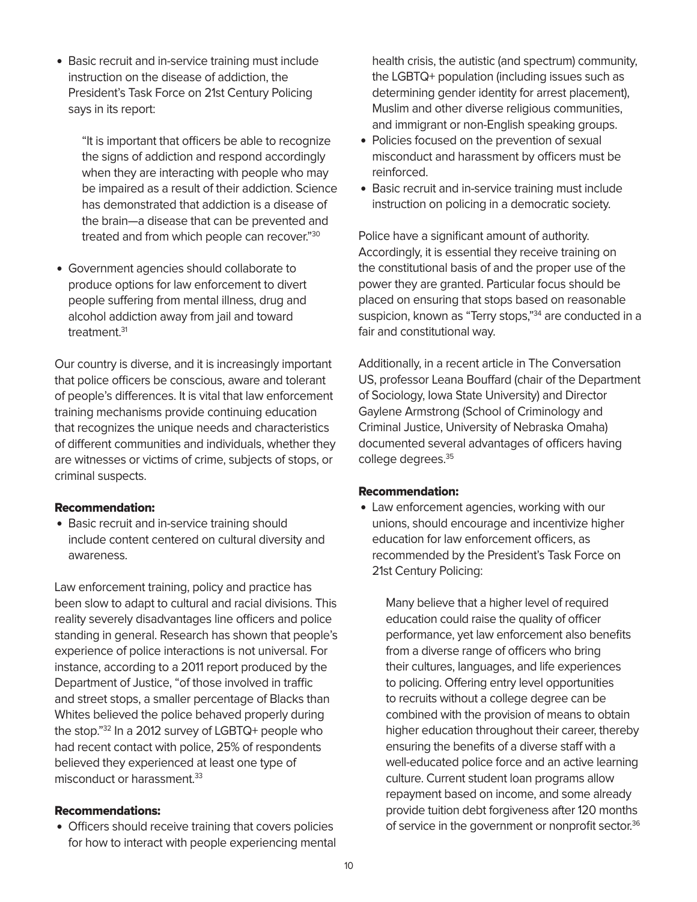- Basic recruit and in-service training must include instruction on the disease of addiction, the President's Task Force on 21st Century Policing says in its report:

  > "It is important that officers be able to recognize the signs of addiction and respond accordingly when they are interacting with people who may be impaired as a result of their addiction. Science has demonstrated that addiction is a disease of the brain—a disease that can be prevented and treated and from which people can recover."[30]

- Government agencies should collaborate to produce options for law enforcement to divert people suffering from mental illness, drug and alcohol addiction away from jail and toward treatment.[31]

Our country is diverse, and it is increasingly important that police officers be conscious, aware and tolerant of people's differences. It is vital that law enforcement training mechanisms provide continuing education that recognizes the unique needs and characteristics of different communities and individuals, whether they are witnesses or victims of crime, subjects of stops, or criminal suspects.

#### Recommendation:

- Basic recruit and in-service training should include content centered on cultural diversity and awareness.

Law enforcement training, policy and practice has been slow to adapt to cultural and racial divisions. This reality severely disadvantages line officers and police standing in general. Research has shown that people's experience of police interactions is not universal. For instance, according to a 2011 report produced by the Department of Justice, "of those involved in traffic and street stops, a smaller percentage of Blacks than Whites believed the police behaved properly during the stop."[32] In a 2012 survey of LGBTQ+ people who had recent contact with police, 25% of respondents believed they experienced at least one type of misconduct or harassment.[33]

#### Recommendations:

- Officers should receive training that covers policies for how to interact with people experiencing mental health crisis, the autistic (and spectrum) community, the LGBTQ+ population (including issues such as determining gender identity for arrest placement), Muslim and other diverse religious communities, and immigrant or non-English speaking groups.
- Policies focused on the prevention of sexual misconduct and harassment by officers must be reinforced.
- Basic recruit and in-service training must include instruction on policing in a democratic society.

Police have a significant amount of authority. Accordingly, it is essential they receive training on the constitutional basis of and the proper use of the power they are granted. Particular focus should be placed on ensuring that stops based on reasonable suspicion, known as "Terry stops,"[34] are conducted in a fair and constitutional way.

Additionally, in a recent article in The Conversation US, professor Leana Bouffard (chair of the Department of Sociology, Iowa State University) and Director Gaylene Armstrong (School of Criminology and Criminal Justice, University of Nebraska Omaha) documented several advantages of officers having college degrees.[35]

#### Recommendation:

- Law enforcement agencies, working with our unions, should encourage and incentivize higher education for law enforcement officers, as recommended by the President's Task Force on 21st Century Policing:

  > Many believe that a higher level of required education could raise the quality of officer performance, yet law enforcement also benefits from a diverse range of officers who bring their cultures, languages, and life experiences to policing. Offering entry level opportunities to recruits without a college degree can be combined with the provision of means to obtain higher education throughout their career, thereby ensuring the benefits of a diverse staff with a well-educated police force and an active learning culture. Current student loan programs allow repayment based on income, and some already provide tuition debt forgiveness after 120 months of service in the government or nonprofit sector.[36]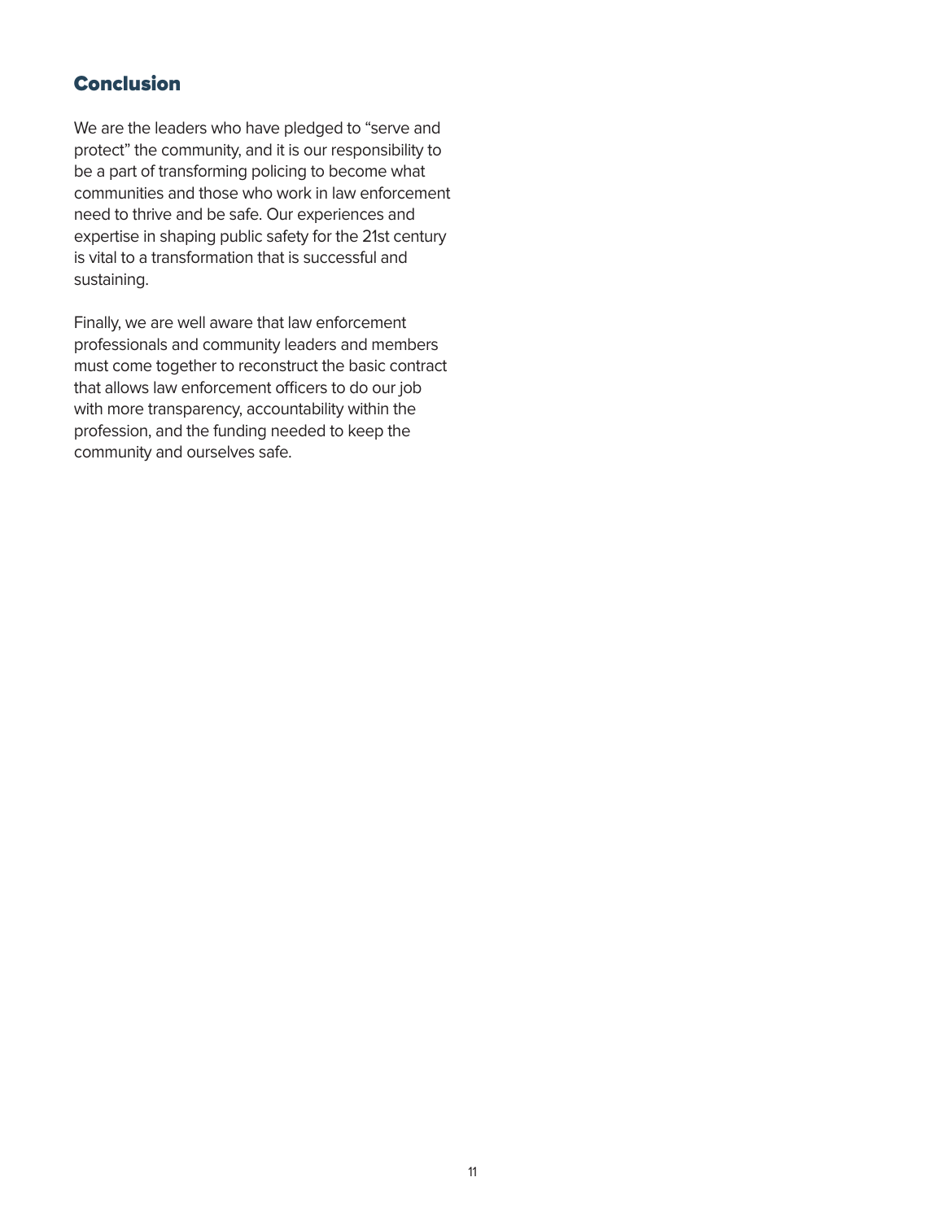## Conclusion

We are the leaders who have pledged to “serve and protect” the community, and it is our responsibility to be a part of transforming policing to become what communities and those who work in law enforcement need to thrive and be safe. Our experiences and expertise in shaping public safety for the 21st century is vital to a transformation that is successful and sustaining.

Finally, we are well aware that law enforcement professionals and community leaders and members must come together to reconstruct the basic contract that allows law enforcement officers to do our job with more transparency, accountability within the profession, and the funding needed to keep the community and ourselves safe.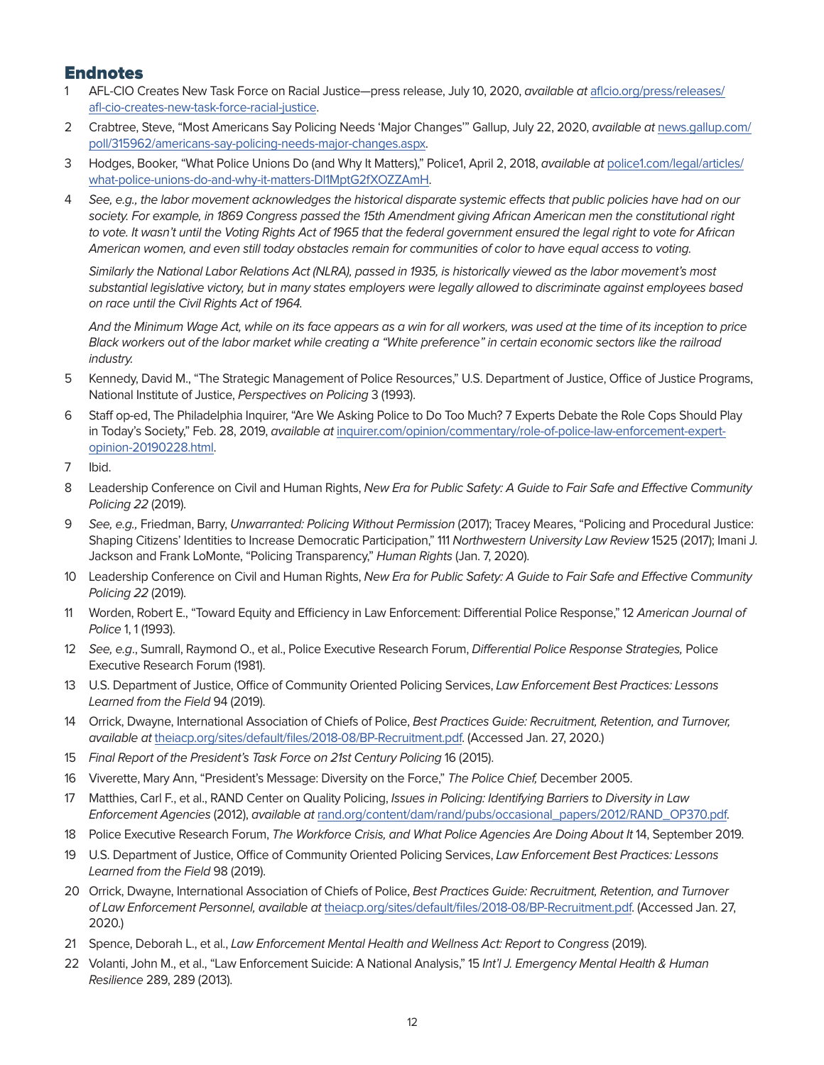## Endnotes

1. AFL-CIO Creates New Task Force on Racial Justice—press release, July 10, 2020, *available at* [aflcio.org/press/releases/afl-cio-creates-new-task-force-racial-justice](aflcio.org/press/releases/afl-cio-creates-new-task-force-racial-justice).
2. Crabtree, Steve, "Most Americans Say Policing Needs 'Major Changes'" Gallup, July 22, 2020, *available at* [news.gallup.com/poll/315962/americans-say-policing-needs-major-changes.aspx](news.gallup.com/poll/315962/americans-say-policing-needs-major-changes.aspx).
3. Hodges, Booker, "What Police Unions Do (and Why It Matters)," Police1, April 2, 2018, *available at* [police1.com/legal/articles/what-police-unions-do-and-why-it-matters-Dl1MptG2fXOZZAmH](police1.com/legal/articles/what-police-unions-do-and-why-it-matters-Dl1MptG2fXOZZAmH).
4. *See, e.g., the labor movement acknowledges the historical disparate systemic effects that public policies have had on our society. For example, in 1869 Congress passed the 15th Amendment giving African American men the constitutional right to vote. It wasn't until the Voting Rights Act of 1965 that the federal government ensured the legal right to vote for African American women, and even still today obstacles remain for communities of color to have equal access to voting.*

   *Similarly the National Labor Relations Act (NLRA), passed in 1935, is historically viewed as the labor movement's most substantial legislative victory, but in many states employers were legally allowed to discriminate against employees based on race until the Civil Rights Act of 1964.*

   *And the Minimum Wage Act, while on its face appears as a win for all workers, was used at the time of its inception to price Black workers out of the labor market while creating a "White preference" in certain economic sectors like the railroad industry.*
5. Kennedy, David M., "The Strategic Management of Police Resources," U.S. Department of Justice, Office of Justice Programs, National Institute of Justice, *Perspectives on Policing* 3 (1993).
6. Staff op-ed, The Philadelphia Inquirer, "Are We Asking Police to Do Too Much? 7 Experts Debate the Role Cops Should Play in Today's Society," Feb. 28, 2019, *available at* [inquirer.com/opinion/commentary/role-of-police-law-enforcement-expert-opinion-20190228.html](inquirer.com/opinion/commentary/role-of-police-law-enforcement-expert-opinion-20190228.html).
7. Ibid.
8. Leadership Conference on Civil and Human Rights, *New Era for Public Safety: A Guide to Fair Safe and Effective Community Policing 22* (2019).
9. *See, e.g.,* Friedman, Barry, *Unwarranted: Policing Without Permission* (2017); Tracey Meares, "Policing and Procedural Justice: Shaping Citizens' Identities to Increase Democratic Participation," 111 *Northwestern University Law Review* 1525 (2017); Imani J. Jackson and Frank LoMonte, "Policing Transparency," *Human Rights* (Jan. 7, 2020).
10. Leadership Conference on Civil and Human Rights, *New Era for Public Safety: A Guide to Fair Safe and Effective Community Policing 22* (2019).
11. Worden, Robert E., "Toward Equity and Efficiency in Law Enforcement: Differential Police Response," 12 *American Journal of Police* 1, 1 (1993).
12. *See, e.g*., Sumrall, Raymond O., et al., Police Executive Research Forum, *Differential Police Response Strategies,* Police Executive Research Forum (1981).
13. U.S. Department of Justice, Office of Community Oriented Policing Services, *Law Enforcement Best Practices: Lessons Learned from the Field* 94 (2019).
14. Orrick, Dwayne, International Association of Chiefs of Police, *Best Practices Guide: Recruitment, Retention, and Turnover, available at* [theiacp.org/sites/default/files/2018-08/BP-Recruitment.pdf](theiacp.org/sites/default/files/2018-08/BP-Recruitment.pdf). (Accessed Jan. 27, 2020.)
15. *Final Report of the President's Task Force on 21st Century Policing* 16 (2015).
16. Viverette, Mary Ann, "President's Message: Diversity on the Force," *The Police Chief,* December 2005.
17. Matthies, Carl F., et al., RAND Center on Quality Policing, *Issues in Policing: Identifying Barriers to Diversity in Law Enforcement Agencies* (2012), *available at* [rand.org/content/dam/rand/pubs/occasional_papers/2012/RAND_OP370.pdf](rand.org/content/dam/rand/pubs/occasional_papers/2012/RAND_OP370.pdf).
18. Police Executive Research Forum, *The Workforce Crisis, and What Police Agencies Are Doing About It* 14, September 2019.
19. U.S. Department of Justice, Office of Community Oriented Policing Services, *Law Enforcement Best Practices: Lessons Learned from the Field* 98 (2019).
20. Orrick, Dwayne, International Association of Chiefs of Police, *Best Practices Guide: Recruitment, Retention, and Turnover of Law Enforcement Personnel, available at* [theiacp.org/sites/default/files/2018-08/BP-Recruitment.pdf](theiacp.org/sites/default/files/2018-08/BP-Recruitment.pdf). (Accessed Jan. 27, 2020.)
21. Spence, Deborah L., et al., *Law Enforcement Mental Health and Wellness Act: Report to Congress* (2019).
22. Volanti, John M., et al., "Law Enforcement Suicide: A National Analysis," 15 *Int'l J. Emergency Mental Health & Human Resilience* 289, 289 (2013).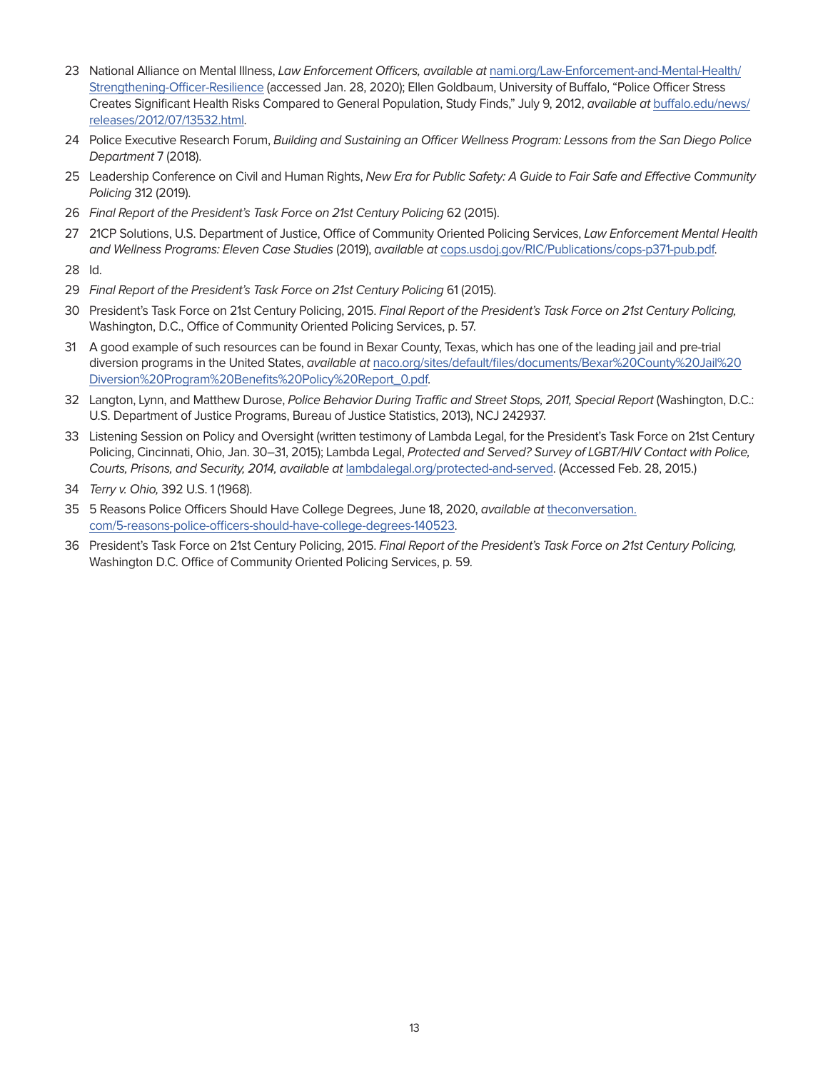23 National Alliance on Mental Illness, *Law Enforcement Officers, available at* nami.org/Law-Enforcement-and-Mental-Health/Strengthening-Officer-Resilience (accessed Jan. 28, 2020); Ellen Goldbaum, University of Buffalo, "Police Officer Stress Creates Significant Health Risks Compared to General Population, Study Finds," July 9, 2012, *available at* buffalo.edu/news/releases/2012/07/13532.html.

24 Police Executive Research Forum, *Building and Sustaining an Officer Wellness Program: Lessons from the San Diego Police Department* 7 (2018).

25 Leadership Conference on Civil and Human Rights, *New Era for Public Safety: A Guide to Fair Safe and Effective Community Policing* 312 (2019).

26 *Final Report of the President's Task Force on 21st Century Policing* 62 (2015).

27 21CP Solutions, U.S. Department of Justice, Office of Community Oriented Policing Services, *Law Enforcement Mental Health and Wellness Programs: Eleven Case Studies* (2019), *available at* cops.usdoj.gov/RIC/Publications/cops-p371-pub.pdf.

28 Id.

29 *Final Report of the President's Task Force on 21st Century Policing* 61 (2015).

30 President's Task Force on 21st Century Policing, 2015. *Final Report of the President's Task Force on 21st Century Policing,* Washington, D.C., Office of Community Oriented Policing Services, p. 57.

31 A good example of such resources can be found in Bexar County, Texas, which has one of the leading jail and pre-trial diversion programs in the United States, *available at* naco.org/sites/default/files/documents/Bexar%20County%20Jail%20Diversion%20Program%20Benefits%20Policy%20Report_0.pdf.

32 Langton, Lynn, and Matthew Durose, *Police Behavior During Traffic and Street Stops, 2011, Special Report* (Washington, D.C.: U.S. Department of Justice Programs, Bureau of Justice Statistics, 2013), NCJ 242937.

33 Listening Session on Policy and Oversight (written testimony of Lambda Legal, for the President's Task Force on 21st Century Policing, Cincinnati, Ohio, Jan. 30–31, 2015); Lambda Legal, *Protected and Served? Survey of LGBT/HIV Contact with Police, Courts, Prisons, and Security, 2014, available at* lambdalegal.org/protected-and-served. (Accessed Feb. 28, 2015.)

34 *Terry v. Ohio,* 392 U.S. 1 (1968).

35 5 Reasons Police Officers Should Have College Degrees, June 18, 2020, *available at* theconversation.com/5-reasons-police-officers-should-have-college-degrees-140523.

36 President's Task Force on 21st Century Policing, 2015. *Final Report of the President's Task Force on 21st Century Policing,* Washington D.C. Office of Community Oriented Policing Services, p. 59.